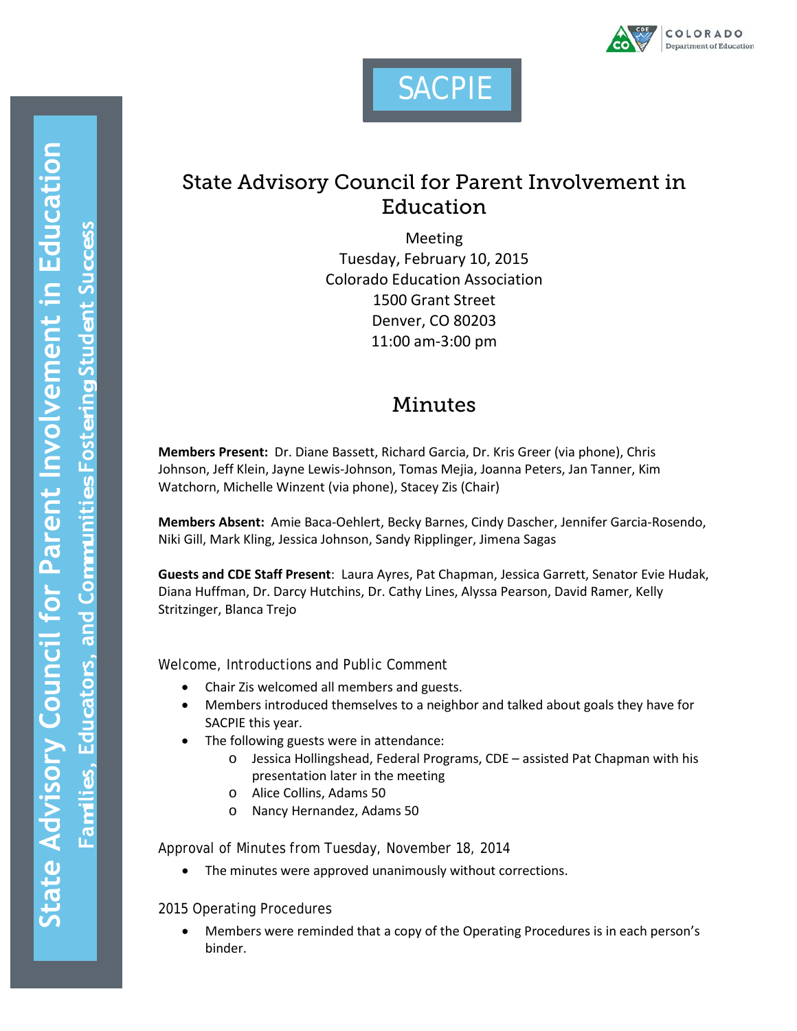SACPIE

# State Advisory Council for Parent Involvement in Education

Meeting
Tuesday, February 10, 2015
Colorado Education Association
1500 Grant Street
Denver, CO 80203
11:00 am-3:00 pm

## Minutes

**Members Present:** Dr. Diane Bassett, Richard Garcia, Dr. Kris Greer (via phone), Chris Johnson, Jeff Klein, Jayne Lewis-Johnson, Tomas Mejia, Joanna Peters, Jan Tanner, Kim Watchorn, Michelle Winzent (via phone), Stacey Zis (Chair)

**Members Absent:** Amie Baca-Oehlert, Becky Barnes, Cindy Dascher, Jennifer Garcia-Rosendo, Niki Gill, Mark Kling, Jessica Johnson, Sandy Ripplinger, Jimena Sagas

**Guests and CDE Staff Present**: Laura Ayres, Pat Chapman, Jessica Garrett, Senator Evie Hudak, Diana Huffman, Dr. Darcy Hutchins, Dr. Cathy Lines, Alyssa Pearson, David Ramer, Kelly Stritzinger, Blanca Trejo

### Welcome, Introductions and Public Comment

- Chair Zis welcomed all members and guests.
- Members introduced themselves to a neighbor and talked about goals they have for SACPIE this year.
- The following guests were in attendance:
  - Jessica Hollingshead, Federal Programs, CDE – assisted Pat Chapman with his presentation later in the meeting
  - Alice Collins, Adams 50
  - Nancy Hernandez, Adams 50

### Approval of Minutes from Tuesday, November 18, 2014

- The minutes were approved unanimously without corrections.

### 2015 Operating Procedures

- Members were reminded that a copy of the Operating Procedures is in each person's binder.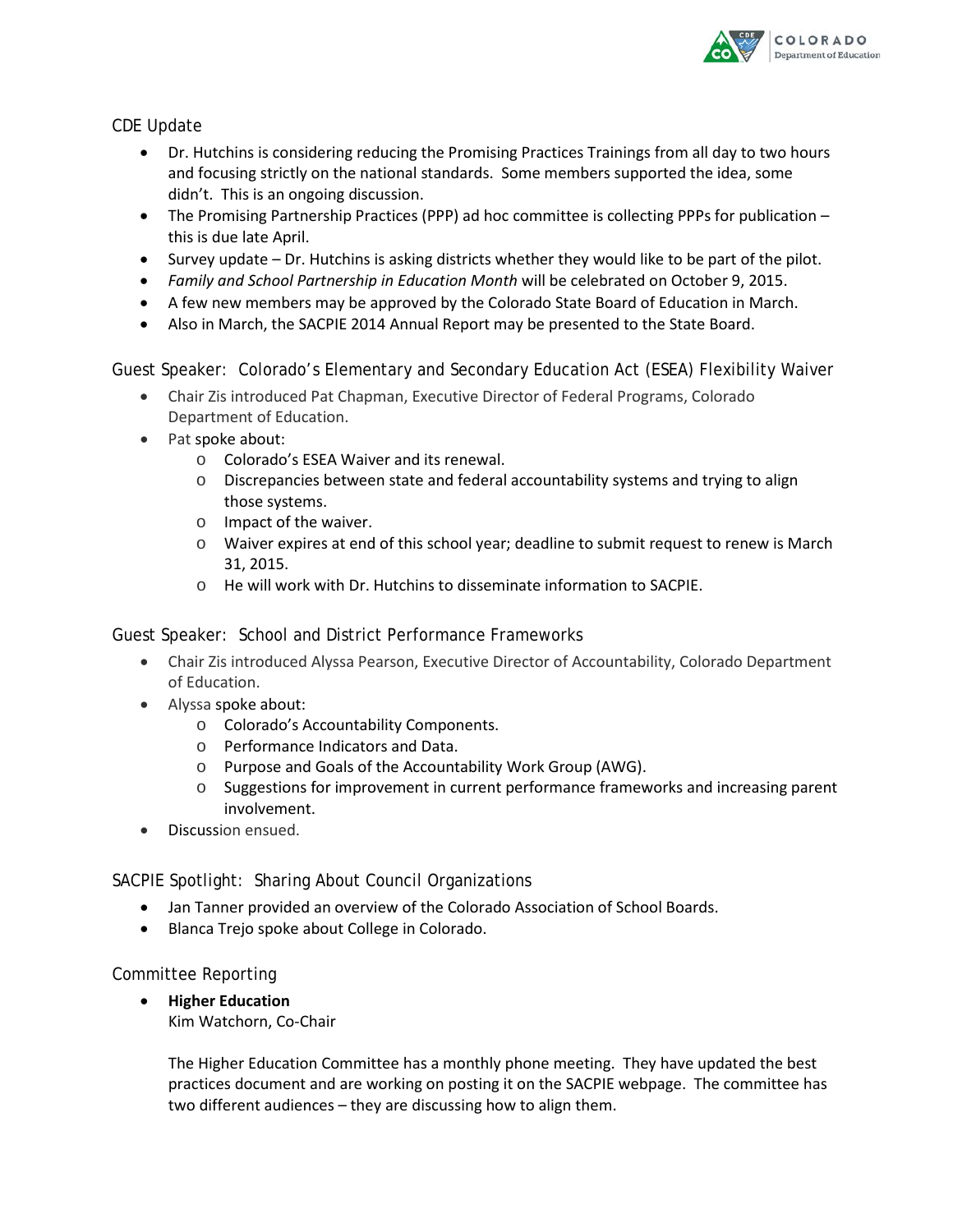## CDE Update

- Dr. Hutchins is considering reducing the Promising Practices Trainings from all day to two hours and focusing strictly on the national standards. Some members supported the idea, some didn't. This is an ongoing discussion.
- The Promising Partnership Practices (PPP) ad hoc committee is collecting PPPs for publication – this is due late April.
- Survey update – Dr. Hutchins is asking districts whether they would like to be part of the pilot.
- *Family and School Partnership in Education Month* will be celebrated on October 9, 2015.
- A few new members may be approved by the Colorado State Board of Education in March.
- Also in March, the SACPIE 2014 Annual Report may be presented to the State Board.

## Guest Speaker: Colorado's Elementary and Secondary Education Act (ESEA) Flexibility Waiver

- Chair Zis introduced Pat Chapman, Executive Director of Federal Programs, Colorado Department of Education.
- Pat spoke about:
  - Colorado's ESEA Waiver and its renewal.
  - Discrepancies between state and federal accountability systems and trying to align those systems.
  - Impact of the waiver.
  - Waiver expires at end of this school year; deadline to submit request to renew is March 31, 2015.
  - He will work with Dr. Hutchins to disseminate information to SACPIE.

## Guest Speaker: School and District Performance Frameworks

- Chair Zis introduced Alyssa Pearson, Executive Director of Accountability, Colorado Department of Education.
- Alyssa spoke about:
  - Colorado's Accountability Components.
  - Performance Indicators and Data.
  - Purpose and Goals of the Accountability Work Group (AWG).
  - Suggestions for improvement in current performance frameworks and increasing parent involvement.
- Discussion ensued.

## SACPIE Spotlight: Sharing About Council Organizations

- Jan Tanner provided an overview of the Colorado Association of School Boards.
- Blanca Trejo spoke about College in Colorado.

## Committee Reporting

- **Higher Education**
  Kim Watchorn, Co-Chair

  The Higher Education Committee has a monthly phone meeting. They have updated the best practices document and are working on posting it on the SACPIE webpage. The committee has two different audiences – they are discussing how to align them.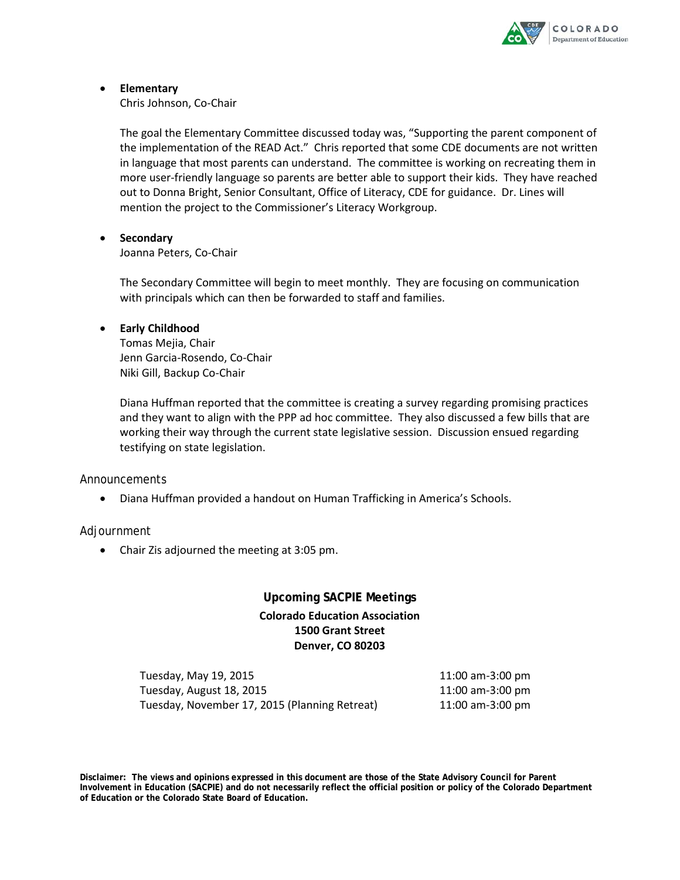- **Elementary**
  Chris Johnson, Co-Chair

  The goal the Elementary Committee discussed today was, "Supporting the parent component of the implementation of the READ Act." Chris reported that some CDE documents are not written in language that most parents can understand. The committee is working on recreating them in more user-friendly language so parents are better able to support their kids. They have reached out to Donna Bright, Senior Consultant, Office of Literacy, CDE for guidance. Dr. Lines will mention the project to the Commissioner's Literacy Workgroup.

- **Secondary**
  Joanna Peters, Co-Chair

  The Secondary Committee will begin to meet monthly. They are focusing on communication with principals which can then be forwarded to staff and families.

- **Early Childhood**
  Tomas Mejia, Chair
  Jenn Garcia-Rosendo, Co-Chair
  Niki Gill, Backup Co-Chair

  Diana Huffman reported that the committee is creating a survey regarding promising practices and they want to align with the PPP ad hoc committee. They also discussed a few bills that are working their way through the current state legislative session. Discussion ensued regarding testifying on state legislation.

## Announcements

- Diana Huffman provided a handout on Human Trafficking in America's Schools.

## Adjournment

- Chair Zis adjourned the meeting at 3:05 pm.

### Upcoming SACPIE Meetings

**Colorado Education Association**
**1500 Grant Street**
**Denver, CO 80203**

| | |
|---|---|
| Tuesday, May 19, 2015 | 11:00 am-3:00 pm |
| Tuesday, August 18, 2015 | 11:00 am-3:00 pm |
| Tuesday, November 17, 2015 (Planning Retreat) | 11:00 am-3:00 pm |

**Disclaimer: The views and opinions expressed in this document are those of the State Advisory Council for Parent Involvement in Education (SACPIE) and do not necessarily reflect the official position or policy of the Colorado Department of Education or the Colorado State Board of Education.**